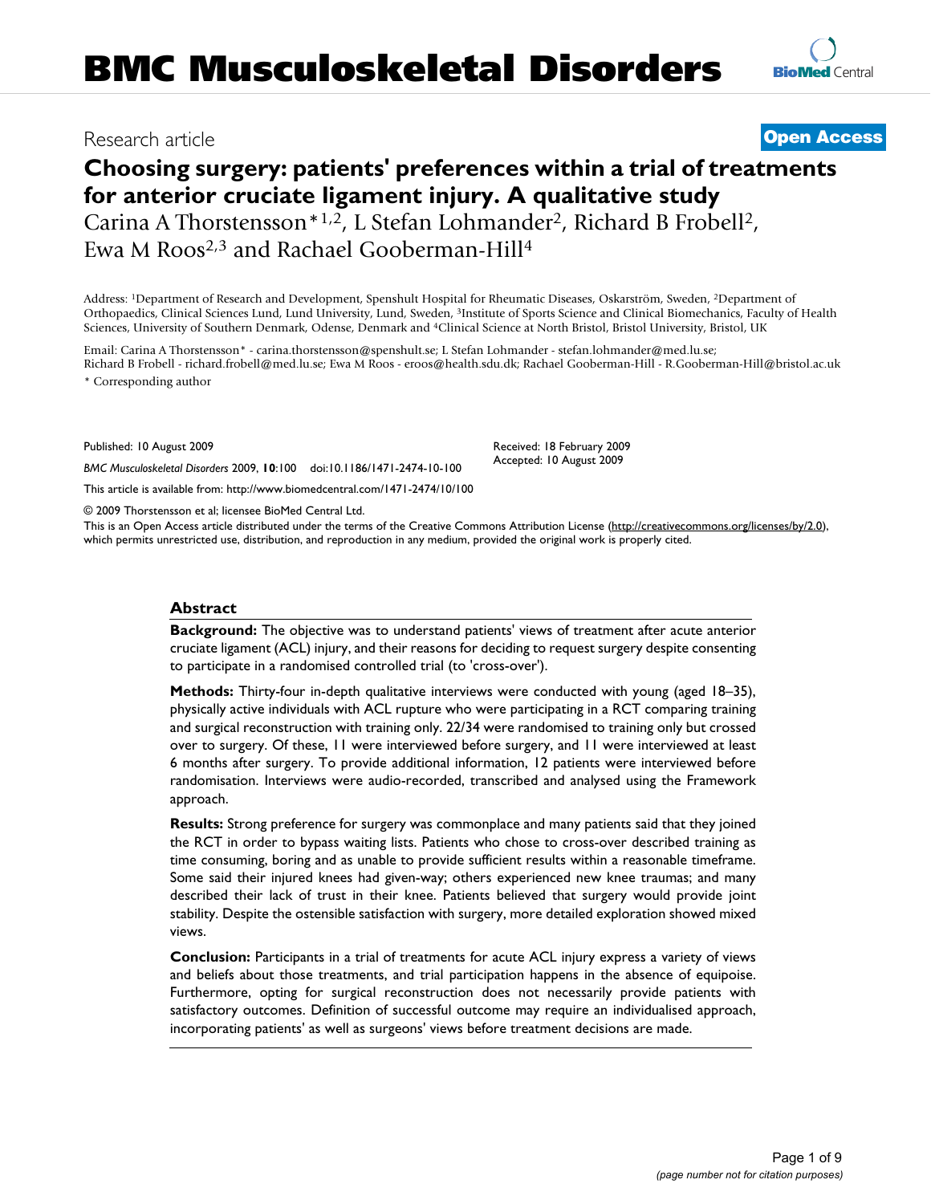# BMC Musculoskeletal Disorders

Research article

**Open Access**

# Choosing surgery: patients' preferences within a trial of treatments for anterior cruciate ligament injury. A qualitative study

Carina A Thorstensson*[1,2], L Stefan Lohmander[2], Richard B Frobell[2], Ewa M Roos[2,3] and Rachael Gooberman-Hill[4]

Address: [1]Department of Research and Development, Spenshult Hospital for Rheumatic Diseases, Oskarström, Sweden, [2]Department of Orthopaedics, Clinical Sciences Lund, Lund University, Lund, Sweden, [3]Institute of Sports Science and Clinical Biomechanics, Faculty of Health Sciences, University of Southern Denmark, Odense, Denmark and [4]Clinical Science at North Bristol, Bristol University, Bristol, UK

Email: Carina A Thorstensson* - carina.thorstensson@spenshult.se; L Stefan Lohmander - stefan.lohmander@med.lu.se; Richard B Frobell - richard.frobell@med.lu.se; Ewa M Roos - eroos@health.sdu.dk; Rachael Gooberman-Hill - R.Gooberman-Hill@bristol.ac.uk

\* Corresponding author

Published: 10 August 2009

*BMC Musculoskeletal Disorders* 2009, **10**:100 doi:10.1186/1471-2474-10-100

Received: 18 February 2009
Accepted: 10 August 2009

This article is available from: http://www.biomedcentral.com/1471-2474/10/100

© 2009 Thorstensson et al; licensee BioMed Central Ltd.

This is an Open Access article distributed under the terms of the Creative Commons Attribution License (http://creativecommons.org/licenses/by/2.0), which permits unrestricted use, distribution, and reproduction in any medium, provided the original work is properly cited.

## Abstract

**Background:** The objective was to understand patients' views of treatment after acute anterior cruciate ligament (ACL) injury, and their reasons for deciding to request surgery despite consenting to participate in a randomised controlled trial (to 'cross-over').

**Methods:** Thirty-four in-depth qualitative interviews were conducted with young (aged 18–35), physically active individuals with ACL rupture who were participating in a RCT comparing training and surgical reconstruction with training only. 22/34 were randomised to training only but crossed over to surgery. Of these, 11 were interviewed before surgery, and 11 were interviewed at least 6 months after surgery. To provide additional information, 12 patients were interviewed before randomisation. Interviews were audio-recorded, transcribed and analysed using the Framework approach.

**Results:** Strong preference for surgery was commonplace and many patients said that they joined the RCT in order to bypass waiting lists. Patients who chose to cross-over described training as time consuming, boring and as unable to provide sufficient results within a reasonable timeframe. Some said their injured knees had given-way; others experienced new knee traumas; and many described their lack of trust in their knee. Patients believed that surgery would provide joint stability. Despite the ostensible satisfaction with surgery, more detailed exploration showed mixed views.

**Conclusion:** Participants in a trial of treatments for acute ACL injury express a variety of views and beliefs about those treatments, and trial participation happens in the absence of equipoise. Furthermore, opting for surgical reconstruction does not necessarily provide patients with satisfactory outcomes. Definition of successful outcome may require an individualised approach, incorporating patients' as well as surgeons' views before treatment decisions are made.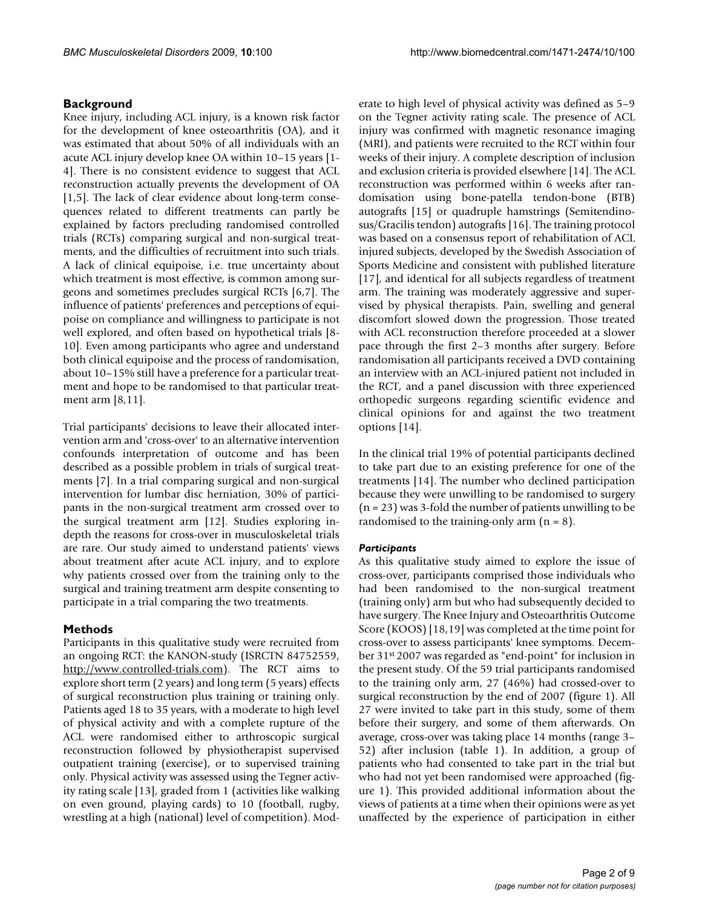## Background

Knee injury, including ACL injury, is a known risk factor for the development of knee osteoarthritis (OA), and it was estimated that about 50% of all individuals with an acute ACL injury develop knee OA within 10–15 years [1-4]. There is no consistent evidence to suggest that ACL reconstruction actually prevents the development of OA [1,5]. The lack of clear evidence about long-term consequences related to different treatments can partly be explained by factors precluding randomised controlled trials (RCTs) comparing surgical and non-surgical treatments, and the difficulties of recruitment into such trials. A lack of clinical equipoise, i.e. true uncertainty about which treatment is most effective, is common among surgeons and sometimes precludes surgical RCTs [6,7]. The influence of patients' preferences and perceptions of equipoise on compliance and willingness to participate is not well explored, and often based on hypothetical trials [8-10]. Even among participants who agree and understand both clinical equipoise and the process of randomisation, about 10–15% still have a preference for a particular treatment and hope to be randomised to that particular treatment arm [8,11].

Trial participants' decisions to leave their allocated intervention arm and 'cross-over' to an alternative intervention confounds interpretation of outcome and has been described as a possible problem in trials of surgical treatments [7]. In a trial comparing surgical and non-surgical intervention for lumbar disc herniation, 30% of participants in the non-surgical treatment arm crossed over to the surgical treatment arm [12]. Studies exploring in-depth the reasons for cross-over in musculoskeletal trials are rare. Our study aimed to understand patients' views about treatment after acute ACL injury, and to explore why patients crossed over from the training only to the surgical and training treatment arm despite consenting to participate in a trial comparing the two treatments.

## Methods

Participants in this qualitative study were recruited from an ongoing RCT: the KANON-study (ISRCTN 84752559, http://www.controlled-trials.com). The RCT aims to explore short term (2 years) and long term (5 years) effects of surgical reconstruction plus training or training only. Patients aged 18 to 35 years, with a moderate to high level of physical activity and with a complete rupture of the ACL were randomised either to arthroscopic surgical reconstruction followed by physiotherapist supervised outpatient training (exercise), or to supervised training only. Physical activity was assessed using the Tegner activity rating scale [13], graded from 1 (activities like walking on even ground, playing cards) to 10 (football, rugby, wrestling at a high (national) level of competition). Moderate to high level of physical activity was defined as 5–9 on the Tegner activity rating scale. The presence of ACL injury was confirmed with magnetic resonance imaging (MRI), and patients were recruited to the RCT within four weeks of their injury. A complete description of inclusion and exclusion criteria is provided elsewhere [14]. The ACL reconstruction was performed within 6 weeks after randomisation using bone-patella tendon-bone (BTB) autografts [15] or quadruple hamstrings (Semitendinosus/Gracilis tendon) autografts [16]. The training protocol was based on a consensus report of rehabilitation of ACL injured subjects, developed by the Swedish Association of Sports Medicine and consistent with published literature [17], and identical for all subjects regardless of treatment arm. The training was moderately aggressive and supervised by physical therapists. Pain, swelling and general discomfort slowed down the progression. Those treated with ACL reconstruction therefore proceeded at a slower pace through the first 2–3 months after surgery. Before randomisation all participants received a DVD containing an interview with an ACL-injured patient not included in the RCT, and a panel discussion with three experienced orthopedic surgeons regarding scientific evidence and clinical opinions for and against the two treatment options [14].

In the clinical trial 19% of potential participants declined to take part due to an existing preference for one of the treatments [14]. The number who declined participation because they were unwilling to be randomised to surgery (n = 23) was 3-fold the number of patients unwilling to be randomised to the training-only arm (n = 8).

### *Participants*

As this qualitative study aimed to explore the issue of cross-over, participants comprised those individuals who had been randomised to the non-surgical treatment (training only) arm but who had subsequently decided to have surgery. The Knee Injury and Osteoarthritis Outcome Score (KOOS) [18,19] was completed at the time point for cross-over to assess participants' knee symptoms. December 31st 2007 was regarded as "end-point" for inclusion in the present study. Of the 59 trial participants randomised to the training only arm, 27 (46%) had crossed-over to surgical reconstruction by the end of 2007 (figure 1). All 27 were invited to take part in this study, some of them before their surgery, and some of them afterwards. On average, cross-over was taking place 14 months (range 3–52) after inclusion (table 1). In addition, a group of patients who had consented to take part in the trial but who had not yet been randomised were approached (figure 1). This provided additional information about the views of patients at a time when their opinions were as yet unaffected by the experience of participation in either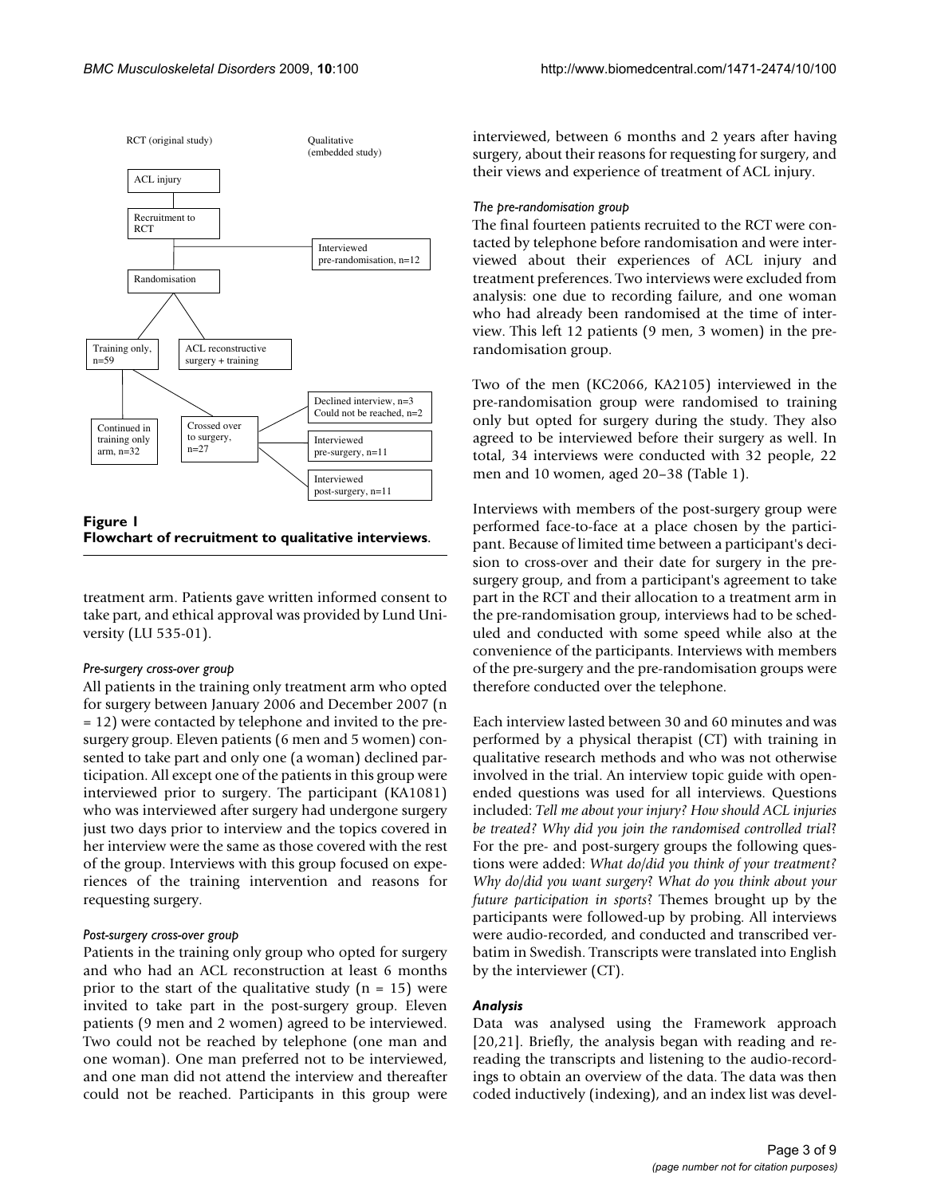RCT (original study)

Qualitative (embedded study)

ACL injury

Recruitment to RCT

Interviewed pre-randomisation, n=12

Randomisation

Training only, n=59

ACL reconstructive surgery + training

Continued in training only arm, n=32

Crossed over to surgery, n=27

Declined interview, n=3
Could not be reached, n=2

Interviewed pre-surgery, n=11

Interviewed post-surgery, n=11

**Figure 1**
**Flowchart of recruitment to qualitative interviews.**

treatment arm. Patients gave written informed consent to take part, and ethical approval was provided by Lund University (LU 535-01).

*Pre-surgery cross-over group*

All patients in the training only treatment arm who opted for surgery between January 2006 and December 2007 (n = 12) were contacted by telephone and invited to the pre-surgery group. Eleven patients (6 men and 5 women) consented to take part and only one (a woman) declined participation. All except one of the patients in this group were interviewed prior to surgery. The participant (KA1081) who was interviewed after surgery had undergone surgery just two days prior to interview and the topics covered in her interview were the same as those covered with the rest of the group. Interviews with this group focused on experiences of the training intervention and reasons for requesting surgery.

*Post-surgery cross-over group*

Patients in the training only group who opted for surgery and who had an ACL reconstruction at least 6 months prior to the start of the qualitative study (n = 15) were invited to take part in the post-surgery group. Eleven patients (9 men and 2 women) agreed to be interviewed. Two could not be reached by telephone (one man and one woman). One man preferred not to be interviewed, and one man did not attend the interview and thereafter could not be reached. Participants in this group were interviewed, between 6 months and 2 years after having surgery, about their reasons for requesting for surgery, and their views and experience of treatment of ACL injury.

*The pre-randomisation group*

The final fourteen patients recruited to the RCT were contacted by telephone before randomisation and were interviewed about their experiences of ACL injury and treatment preferences. Two interviews were excluded from analysis: one due to recording failure, and one woman who had already been randomised at the time of interview. This left 12 patients (9 men, 3 women) in the pre-randomisation group.

Two of the men (KC2066, KA2105) interviewed in the pre-randomisation group were randomised to training only but opted for surgery during the study. They also agreed to be interviewed before their surgery as well. In total, 34 interviews were conducted with 32 people, 22 men and 10 women, aged 20–38 (Table 1).

Interviews with members of the post-surgery group were performed face-to-face at a place chosen by the participant. Because of limited time between a participant's decision to cross-over and their date for surgery in the pre-surgery group, and from a participant's agreement to take part in the RCT and their allocation to a treatment arm in the pre-randomisation group, interviews had to be scheduled and conducted with some speed while also at the convenience of the participants. Interviews with members of the pre-surgery and the pre-randomisation groups were therefore conducted over the telephone.

Each interview lasted between 30 and 60 minutes and was performed by a physical therapist (CT) with training in qualitative research methods and who was not otherwise involved in the trial. An interview topic guide with open-ended questions was used for all interviews. Questions included: *Tell me about your injury? How should ACL injuries be treated? Why did you join the randomised controlled trial*? For the pre- and post-surgery groups the following questions were added: *What do/did you think of your treatment? Why do/did you want surgery*? *What do you think about your future participation in sports*? Themes brought up by the participants were followed-up by probing. All interviews were audio-recorded, and conducted and transcribed verbatim in Swedish. Transcripts were translated into English by the interviewer (CT).

### *Analysis*

Data was analysed using the Framework approach [20,21]. Briefly, the analysis began with reading and re-reading the transcripts and listening to the audio-recordings to obtain an overview of the data. The data was then coded inductively (indexing), and an index list was devel-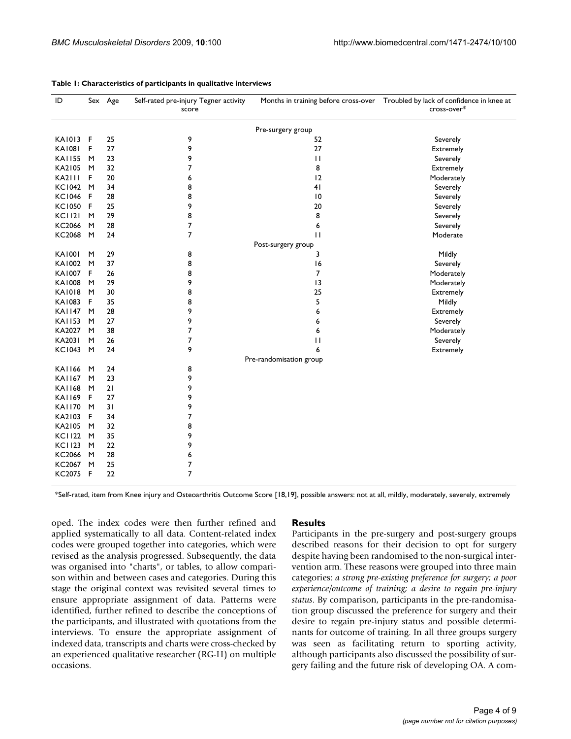**Table 1: Characteristics of participants in qualitative interviews**

| ID | Sex | Age | Self-rated pre-injury Tegner activity score | Months in training before cross-over | Troubled by lack of confidence in knee at cross-over* |
|---|---|---|---|---|---|
| | | | Pre-surgery group | | |
| KA1013 | F | 25 | 9 | 52 | Severely |
| KA1081 | F | 27 | 9 | 27 | Extremely |
| KA1155 | M | 23 | 9 | 11 | Severely |
| KA2105 | M | 32 | 7 | 8 | Extremely |
| KA2111 | F | 20 | 6 | 12 | Moderately |
| KC1042 | M | 34 | 8 | 41 | Severely |
| KC1046 | F | 28 | 8 | 10 | Severely |
| KC1050 | F | 25 | 9 | 20 | Severely |
| KC1121 | M | 29 | 8 | 8 | Severely |
| KC2066 | M | 28 | 7 | 6 | Severely |
| KC2068 | M | 24 | 7 | 11 | Moderate |
| | | | Post-surgery group | | |
| KA1001 | M | 29 | 8 | 3 | Mildly |
| KA1002 | M | 37 | 8 | 16 | Severely |
| KA1007 | F | 26 | 8 | 7 | Moderately |
| KA1008 | M | 29 | 9 | 13 | Moderately |
| KA1018 | M | 30 | 8 | 25 | Extremely |
| KA1083 | F | 35 | 8 | 5 | Mildly |
| KA1147 | M | 28 | 9 | 6 | Extremely |
| KA1153 | M | 27 | 9 | 6 | Severely |
| KA2027 | M | 38 | 7 | 6 | Moderately |
| KA2031 | M | 26 | 7 | 11 | Severely |
| KC1043 | M | 24 | 9 | 6 | Extremely |
| | | | Pre-randomisation group | | |
| KA1166 | M | 24 | 8 | | |
| KA1167 | M | 23 | 9 | | |
| KA1168 | M | 21 | 9 | | |
| KA1169 | F | 27 | 9 | | |
| KA1170 | M | 31 | 9 | | |
| KA2103 | F | 34 | 7 | | |
| KA2105 | M | 32 | 8 | | |
| KC1122 | M | 35 | 9 | | |
| KC1123 | M | 22 | 9 | | |
| KC2066 | M | 28 | 6 | | |
| KC2067 | M | 25 | 7 | | |
| KC2075 | F | 22 | 7 | | |

*Self-rated, item from Knee injury and Osteoarthritis Outcome Score [18,19], possible answers: not at all, mildly, moderately, severely, extremely

oped. The index codes were then further refined and applied systematically to all data. Content-related index codes were grouped together into categories, which were revised as the analysis progressed. Subsequently, the data was organised into "charts", or tables, to allow comparison within and between cases and categories. During this stage the original context was revisited several times to ensure appropriate assignment of data. Patterns were identified, further refined to describe the conceptions of the participants, and illustrated with quotations from the interviews. To ensure the appropriate assignment of indexed data, transcripts and charts were cross-checked by an experienced qualitative researcher (RG-H) on multiple occasions.

## Results

Participants in the pre-surgery and post-surgery groups described reasons for their decision to opt for surgery despite having been randomised to the non-surgical intervention arm. These reasons were grouped into three main categories: *a strong pre-existing preference for surgery; a poor experience/outcome of training; a desire to regain pre-injury status*. By comparison, participants in the pre-randomisation group discussed the preference for surgery and their desire to regain pre-injury status and possible determinants for outcome of training. In all three groups surgery was seen as facilitating return to sporting activity, although participants also discussed the possibility of surgery failing and the future risk of developing OA. A com-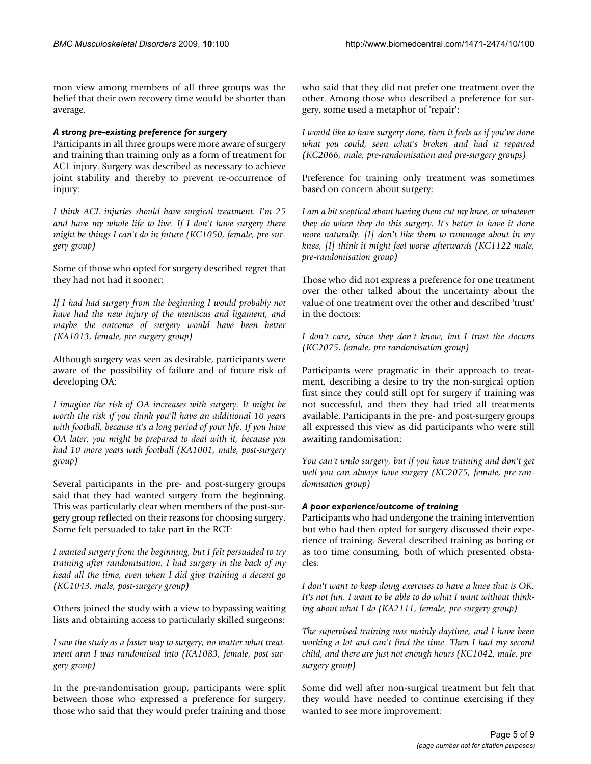mon view among members of all three groups was the belief that their own recovery time would be shorter than average.

### *A strong pre-existing preference for surgery*

Participants in all three groups were more aware of surgery and training than training only as a form of treatment for ACL injury. Surgery was described as necessary to achieve joint stability and thereby to prevent re-occurrence of injury:

*I think ACL injuries should have surgical treatment. I'm 25 and have my whole life to live. If I don't have surgery there might be things I can't do in future (KC1050, female, pre-surgery group)*

Some of those who opted for surgery described regret that they had not had it sooner:

*If I had had surgery from the beginning I would probably not have had the new injury of the meniscus and ligament, and maybe the outcome of surgery would have been better (KA1013, female, pre-surgery group)*

Although surgery was seen as desirable, participants were aware of the possibility of failure and of future risk of developing OA:

*I imagine the risk of OA increases with surgery. It might be worth the risk if you think you'll have an additional 10 years with football, because it's a long period of your life. If you have OA later, you might be prepared to deal with it, because you had 10 more years with football (KA1001, male, post-surgery group)*

Several participants in the pre- and post-surgery groups said that they had wanted surgery from the beginning. This was particularly clear when members of the post-surgery group reflected on their reasons for choosing surgery. Some felt persuaded to take part in the RCT:

*I wanted surgery from the beginning, but I felt persuaded to try training after randomisation. I had surgery in the back of my head all the time, even when I did give training a decent go (KC1043, male, post-surgery group)*

Others joined the study with a view to bypassing waiting lists and obtaining access to particularly skilled surgeons:

*I saw the study as a faster way to surgery, no matter what treatment arm I was randomised into (KA1083, female, post-surgery group)*

In the pre-randomisation group, participants were split between those who expressed a preference for surgery, those who said that they would prefer training and those who said that they did not prefer one treatment over the other. Among those who described a preference for surgery, some used a metaphor of 'repair':

*I would like to have surgery done, then it feels as if you've done what you could, seen what's broken and had it repaired (KC2066, male, pre-randomisation and pre-surgery groups)*

Preference for training only treatment was sometimes based on concern about surgery:

*I am a bit sceptical about having them cut my knee, or whatever they do when they do this surgery. It's better to have it done more naturally. [I] don't like them to rummage about in my knee, [I] think it might feel worse afterwards (KC1122 male, pre-randomisation group)*

Those who did not express a preference for one treatment over the other talked about the uncertainty about the value of one treatment over the other and described 'trust' in the doctors:

*I don't care, since they don't know, but I trust the doctors (KC2075, female, pre-randomisation group)*

Participants were pragmatic in their approach to treatment, describing a desire to try the non-surgical option first since they could still opt for surgery if training was not successful, and then they had tried all treatments available. Participants in the pre- and post-surgery groups all expressed this view as did participants who were still awaiting randomisation:

*You can't undo surgery, but if you have training and don't get well you can always have surgery (KC2075, female, pre-randomisation group)*

### *A poor experience/outcome of training*

Participants who had undergone the training intervention but who had then opted for surgery discussed their experience of training. Several described training as boring or as too time consuming, both of which presented obstacles:

*I don't want to keep doing exercises to have a knee that is OK. It's not fun. I want to be able to do what I want without thinking about what I do (KA2111, female, pre-surgery group)*

*The supervised training was mainly daytime, and I have been working a lot and can't find the time. Then I had my second child, and there are just not enough hours (KC1042, male, pre-surgery group)*

Some did well after non-surgical treatment but felt that they would have needed to continue exercising if they wanted to see more improvement: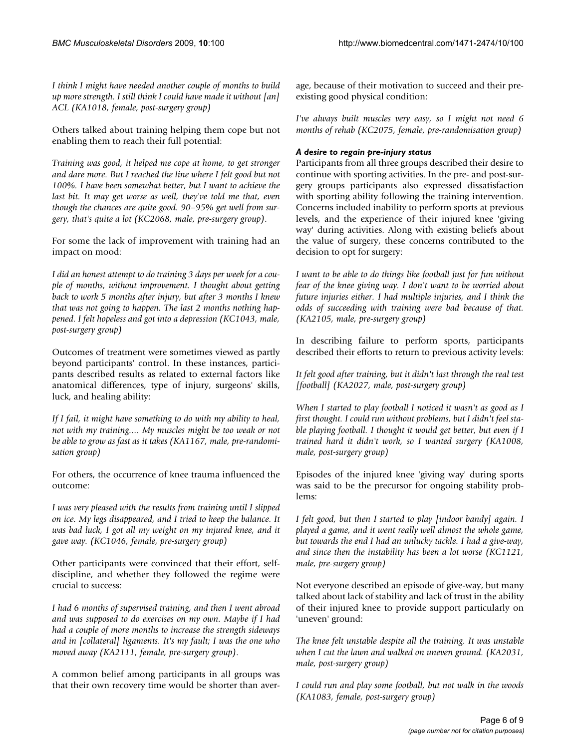*I think I might have needed another couple of months to build up more strength. I still think I could have made it without [an] ACL (KA1018, female, post-surgery group)*

Others talked about training helping them cope but not enabling them to reach their full potential:

*Training was good, it helped me cope at home, to get stronger and dare more. But I reached the line where I felt good but not 100%. I have been somewhat better, but I want to achieve the last bit. It may get worse as well, they've told me that, even though the chances are quite good. 90–95% get well from surgery, that's quite a lot (KC2068, male, pre-surgery group)*.

For some the lack of improvement with training had an impact on mood:

*I did an honest attempt to do training 3 days per week for a couple of months, without improvement. I thought about getting back to work 5 months after injury, but after 3 months I knew that was not going to happen. The last 2 months nothing happened. I felt hopeless and got into a depression (KC1043, male, post-surgery group)*

Outcomes of treatment were sometimes viewed as partly beyond participants' control. In these instances, participants described results as related to external factors like anatomical differences, type of injury, surgeons' skills, luck, and healing ability:

*If I fail, it might have something to do with my ability to heal, not with my training.... My muscles might be too weak or not be able to grow as fast as it takes (KA1167, male, pre-randomisation group)*

For others, the occurrence of knee trauma influenced the outcome:

*I was very pleased with the results from training until I slipped on ice. My legs disappeared, and I tried to keep the balance. It was bad luck, I got all my weight on my injured knee, and it gave way. (KC1046, female, pre-surgery group)*

Other participants were convinced that their effort, self-discipline, and whether they followed the regime were crucial to success:

*I had 6 months of supervised training, and then I went abroad and was supposed to do exercises on my own. Maybe if I had had a couple of more months to increase the strength sideways and in [collateral] ligaments. It's my fault; I was the one who moved away (KA2111, female, pre-surgery group)*.

A common belief among participants in all groups was that their own recovery time would be shorter than average, because of their motivation to succeed and their pre-existing good physical condition:

*I've always built muscles very easy, so I might not need 6 months of rehab (KC2075, female, pre-randomisation group)*

#### A desire to regain pre-injury status

Participants from all three groups described their desire to continue with sporting activities. In the pre- and post-surgery groups participants also expressed dissatisfaction with sporting ability following the training intervention. Concerns included inability to perform sports at previous levels, and the experience of their injured knee 'giving way' during activities. Along with existing beliefs about the value of surgery, these concerns contributed to the decision to opt for surgery:

*I want to be able to do things like football just for fun without fear of the knee giving way. I don't want to be worried about future injuries either. I had multiple injuries, and I think the odds of succeeding with training were bad because of that. (KA2105, male, pre-surgery group)*

In describing failure to perform sports, participants described their efforts to return to previous activity levels:

*It felt good after training, but it didn't last through the real test [football] (KA2027, male, post-surgery group)*

*When I started to play football I noticed it wasn't as good as I first thought. I could run without problems, but I didn't feel stable playing football. I thought it would get better, but even if I trained hard it didn't work, so I wanted surgery (KA1008, male, post-surgery group)*

Episodes of the injured knee 'giving way' during sports was said to be the precursor for ongoing stability problems:

*I felt good, but then I started to play [indoor bandy] again. I played a game, and it went really well almost the whole game, but towards the end I had an unlucky tackle. I had a give-way, and since then the instability has been a lot worse (KC1121, male, pre-surgery group)*

Not everyone described an episode of give-way, but many talked about lack of stability and lack of trust in the ability of their injured knee to provide support particularly on 'uneven' ground:

*The knee felt unstable despite all the training. It was unstable when I cut the lawn and walked on uneven ground. (KA2031, male, post-surgery group)*

*I could run and play some football, but not walk in the woods (KA1083, female, post-surgery group)*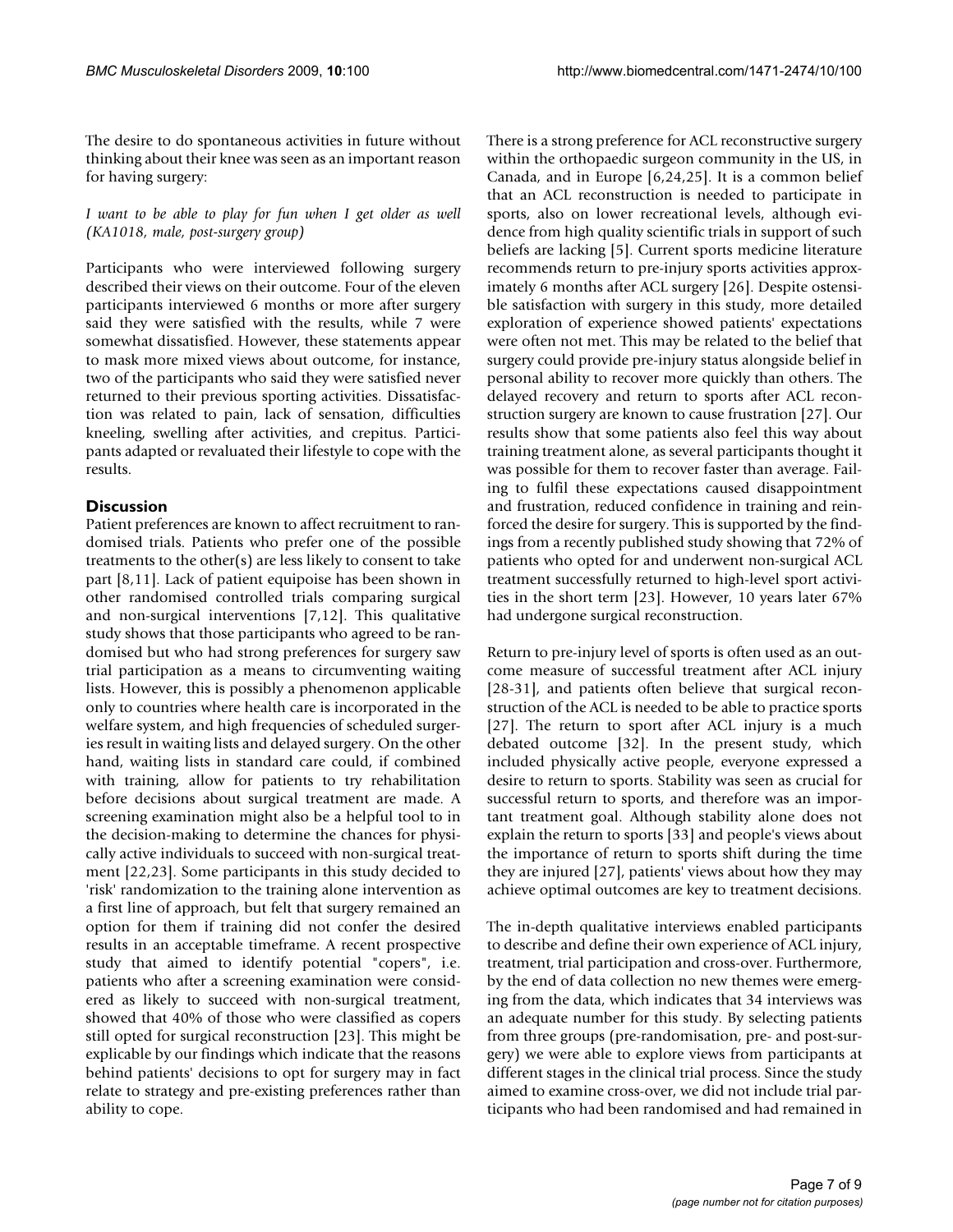The desire to do spontaneous activities in future without thinking about their knee was seen as an important reason for having surgery:

*I want to be able to play for fun when I get older as well (KA1018, male, post-surgery group)*

Participants who were interviewed following surgery described their views on their outcome. Four of the eleven participants interviewed 6 months or more after surgery said they were satisfied with the results, while 7 were somewhat dissatisfied. However, these statements appear to mask more mixed views about outcome, for instance, two of the participants who said they were satisfied never returned to their previous sporting activities. Dissatisfaction was related to pain, lack of sensation, difficulties kneeling, swelling after activities, and crepitus. Participants adapted or revaluated their lifestyle to cope with the results.

## Discussion

Patient preferences are known to affect recruitment to randomised trials. Patients who prefer one of the possible treatments to the other(s) are less likely to consent to take part [8,11]. Lack of patient equipoise has been shown in other randomised controlled trials comparing surgical and non-surgical interventions [7,12]. This qualitative study shows that those participants who agreed to be randomised but who had strong preferences for surgery saw trial participation as a means to circumventing waiting lists. However, this is possibly a phenomenon applicable only to countries where health care is incorporated in the welfare system, and high frequencies of scheduled surgeries result in waiting lists and delayed surgery. On the other hand, waiting lists in standard care could, if combined with training, allow for patients to try rehabilitation before decisions about surgical treatment are made. A screening examination might also be a helpful tool to in the decision-making to determine the chances for physically active individuals to succeed with non-surgical treatment [22,23]. Some participants in this study decided to 'risk' randomization to the training alone intervention as a first line of approach, but felt that surgery remained an option for them if training did not confer the desired results in an acceptable timeframe. A recent prospective study that aimed to identify potential "copers", i.e. patients who after a screening examination were considered as likely to succeed with non-surgical treatment, showed that 40% of those who were classified as copers still opted for surgical reconstruction [23]. This might be explicable by our findings which indicate that the reasons behind patients' decisions to opt for surgery may in fact relate to strategy and pre-existing preferences rather than ability to cope.

There is a strong preference for ACL reconstructive surgery within the orthopaedic surgeon community in the US, in Canada, and in Europe [6,24,25]. It is a common belief that an ACL reconstruction is needed to participate in sports, also on lower recreational levels, although evidence from high quality scientific trials in support of such beliefs are lacking [5]. Current sports medicine literature recommends return to pre-injury sports activities approximately 6 months after ACL surgery [26]. Despite ostensible satisfaction with surgery in this study, more detailed exploration of experience showed patients' expectations were often not met. This may be related to the belief that surgery could provide pre-injury status alongside belief in personal ability to recover more quickly than others. The delayed recovery and return to sports after ACL reconstruction surgery are known to cause frustration [27]. Our results show that some patients also feel this way about training treatment alone, as several participants thought it was possible for them to recover faster than average. Failing to fulfil these expectations caused disappointment and frustration, reduced confidence in training and reinforced the desire for surgery. This is supported by the findings from a recently published study showing that 72% of patients who opted for and underwent non-surgical ACL treatment successfully returned to high-level sport activities in the short term [23]. However, 10 years later 67% had undergone surgical reconstruction.

Return to pre-injury level of sports is often used as an outcome measure of successful treatment after ACL injury [28-31], and patients often believe that surgical reconstruction of the ACL is needed to be able to practice sports [27]. The return to sport after ACL injury is a much debated outcome [32]. In the present study, which included physically active people, everyone expressed a desire to return to sports. Stability was seen as crucial for successful return to sports, and therefore was an important treatment goal. Although stability alone does not explain the return to sports [33] and people's views about the importance of return to sports shift during the time they are injured [27], patients' views about how they may achieve optimal outcomes are key to treatment decisions.

The in-depth qualitative interviews enabled participants to describe and define their own experience of ACL injury, treatment, trial participation and cross-over. Furthermore, by the end of data collection no new themes were emerging from the data, which indicates that 34 interviews was an adequate number for this study. By selecting patients from three groups (pre-randomisation, pre- and post-surgery) we were able to explore views from participants at different stages in the clinical trial process. Since the study aimed to examine cross-over, we did not include trial participants who had been randomised and had remained in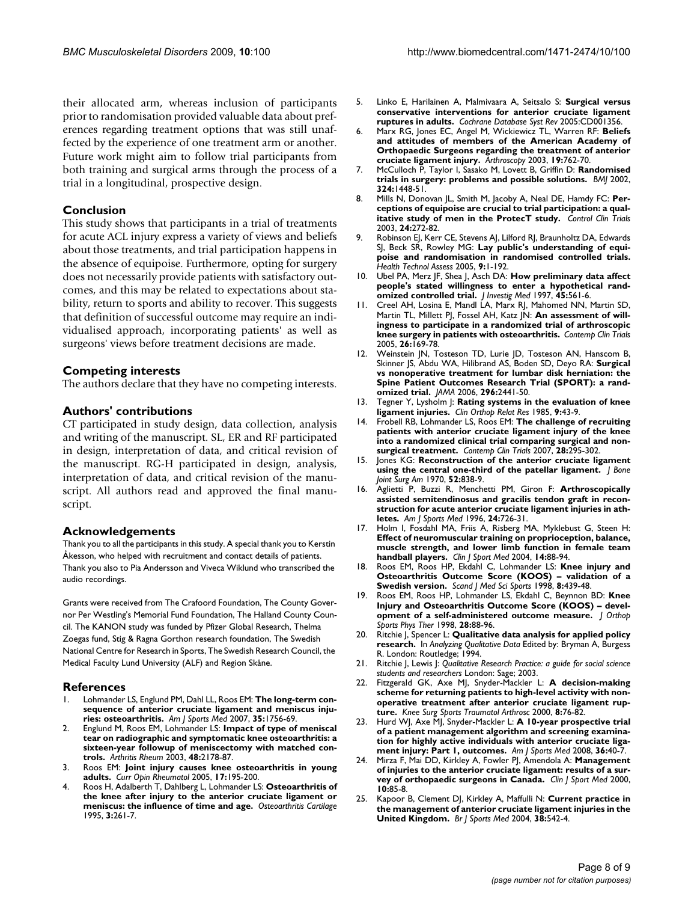their allocated arm, whereas inclusion of participants prior to randomisation provided valuable data about preferences regarding treatment options that was still unaffected by the experience of one treatment arm or another. Future work might aim to follow trial participants from both training and surgical arms through the process of a trial in a longitudinal, prospective design.

## Conclusion

This study shows that participants in a trial of treatments for acute ACL injury express a variety of views and beliefs about those treatments, and trial participation happens in the absence of equipoise. Furthermore, opting for surgery does not necessarily provide patients with satisfactory outcomes, and this may be related to expectations about stability, return to sports and ability to recover. This suggests that definition of successful outcome may require an individualised approach, incorporating patients' as well as surgeons' views before treatment decisions are made.

## Competing interests

The authors declare that they have no competing interests.

## Authors' contributions

CT participated in study design, data collection, analysis and writing of the manuscript. SL, ER and RF participated in design, interpretation of data, and critical revision of the manuscript. RG-H participated in design, analysis, interpretation of data, and critical revision of the manuscript. All authors read and approved the final manuscript.

## Acknowledgements

Thank you to all the participants in this study. A special thank you to Kerstin Åkesson, who helped with recruitment and contact details of patients. Thank you also to Pia Andersson and Viveca Wiklund who transcribed the audio recordings.

Grants were received from The Crafoord Foundation, The County Governor Per Westling's Memorial Fund Foundation, The Halland County Council. The KANON study was funded by Pfizer Global Research, Thelma Zoegas fund, Stig & Ragna Gorthon research foundation, The Swedish National Centre for Research in Sports, The Swedish Research Council, the Medical Faculty Lund University (ALF) and Region Skåne.

## References

1. Lohmander LS, Englund PM, Dahl LL, Roos EM: **The long-term consequence of anterior cruciate ligament and meniscus injuries: osteoarthritis.** *Am J Sports Med* 2007, **35:**1756-69.
2. Englund M, Roos EM, Lohmander LS: **Impact of type of meniscal tear on radiographic and symptomatic knee osteoarthritis: a sixteen-year followup of meniscectomy with matched controls.** *Arthritis Rheum* 2003, **48:**2178-87.
3. Roos EM: **Joint injury causes knee osteoarthritis in young adults.** *Curr Opin Rheumatol* 2005, **17:**195-200.
4. Roos H, Adalberth T, Dahlberg L, Lohmander LS: **Osteoarthritis of the knee after injury to the anterior cruciate ligament or meniscus: the influence of time and age.** *Osteoarthritis Cartilage* 1995, **3:**261-7.
5. Linko E, Harilainen A, Malmivaara A, Seitsalo S: **Surgical versus conservative interventions for anterior cruciate ligament ruptures in adults.** *Cochrane Database Syst Rev* 2005:CD001356.
6. Marx RG, Jones EC, Angel M, Wickiewicz TL, Warren RF: **Beliefs and attitudes of members of the American Academy of Orthopaedic Surgeons regarding the treatment of anterior cruciate ligament injury.** *Arthroscopy* 2003, **19:**762-70.
7. McCulloch P, Taylor I, Sasako M, Lovett B, Griffin D: **Randomised trials in surgery: problems and possible solutions.** *BMJ* 2002, **324:**1448-51.
8. Mills N, Donovan JL, Smith M, Jacoby A, Neal DE, Hamdy FC: **Perceptions of equipoise are crucial to trial participation: a qualitative study of men in the ProtecT study.** *Control Clin Trials* 2003, **24:**272-82.
9. Robinson EJ, Kerr CE, Stevens AJ, Lilford RJ, Braunholtz DA, Edwards SJ, Beck SR, Rowley MG: **Lay public's understanding of equipoise and randomisation in randomised controlled trials.** *Health Technol Assess* 2005, **9:**1-192.
10. Ubel PA, Merz JF, Shea J, Asch DA: **How preliminary data affect people's stated willingness to enter a hypothetical randomized controlled trial.** *J Investig Med* 1997, **45:**561-6.
11. Creel AH, Losina E, Mandl LA, Marx RJ, Mahomed NN, Martin SD, Martin TL, Millett PJ, Fossel AH, Katz JN: **An assessment of willingness to participate in a randomized trial of arthroscopic knee surgery in patients with osteoarthritis.** *Contemp Clin Trials* 2005, **26:**169-78.
12. Weinstein JN, Tosteson TD, Lurie JD, Tosteson AN, Hanscom B, Skinner JS, Abdu WA, Hilibrand AS, Boden SD, Deyo RA: **Surgical vs nonoperative treatment for lumbar disk herniation: the Spine Patient Outcomes Research Trial (SPORT): a randomized trial.** *JAMA* 2006, **296:**2441-50.
13. Tegner Y, Lysholm J: **Rating systems in the evaluation of knee ligament injuries.** *Clin Orthop Relat Res* 1985, **9:**43-9.
14. Frobell RB, Lohmander LS, Roos EM: **The challenge of recruiting patients with anterior cruciate ligament injury of the knee into a randomized clinical trial comparing surgical and non-surgical treatment.** *Contemp Clin Trials* 2007, **28:**295-302.
15. Jones KG: **Reconstruction of the anterior cruciate ligament using the central one-third of the patellar ligament.** *J Bone Joint Surg Am* 1970, **52:**838-9.
16. Aglietti P, Buzzi R, Menchetti PM, Giron F: **Arthroscopically assisted semitendinosus and gracilis tendon graft in reconstruction for acute anterior cruciate ligament injuries in athletes.** *Am J Sports Med* 1996, **24:**726-31.
17. Holm I, Fosdahl MA, Friis A, Risberg MA, Myklebust G, Steen H: **Effect of neuromuscular training on proprioception, balance, muscle strength, and lower limb function in female team handball players.** *Clin J Sport Med* 2004, **14:**88-94.
18. Roos EM, Roos HP, Ekdahl C, Lohmander LS: **Knee injury and Osteoarthritis Outcome Score (KOOS) – validation of a Swedish version.** *Scand J Med Sci Sports* 1998, **8:**439-48.
19. Roos EM, Roos HP, Lohmander LS, Ekdahl C, Beynnon BD: **Knee Injury and Osteoarthritis Outcome Score (KOOS) – development of a self-administered outcome measure.** *J Orthop Sports Phys Ther* 1998, **28:**88-96.
20. Ritchie J, Spencer L: **Qualitative data analysis for applied policy research.** In *Analyzing Qualitative Data* Edited by: Bryman A, Burgess R. London: Routledge; 1994.
21. Ritchie J, Lewis J: *Qualitative Research Practice: a guide for social science students and researchers* London: Sage; 2003.
22. Fitzgerald GK, Axe MJ, Snyder-Mackler L: **A decision-making scheme for returning patients to high-level activity with non-operative treatment after anterior cruciate ligament rupture.** *Knee Surg Sports Traumatol Arthrosc* 2000, **8:**76-82.
23. Hurd WJ, Axe MJ, Snyder-Mackler L: **A 10-year prospective trial of a patient management algorithm and screening examination for highly active individuals with anterior cruciate ligament injury: Part 1, outcomes.** *Am J Sports Med* 2008, **36:**40-7.
24. Mirza F, Mai DD, Kirkley A, Fowler PJ, Amendola A: **Management of injuries to the anterior cruciate ligament: results of a survey of orthopaedic surgeons in Canada.** *Clin J Sport Med* 2000, **10:**85-8.
25. Kapoor B, Clement DJ, Kirkley A, Maffulli N: **Current practice in the management of anterior cruciate ligament injuries in the United Kingdom.** *Br J Sports Med* 2004, **38:**542-4.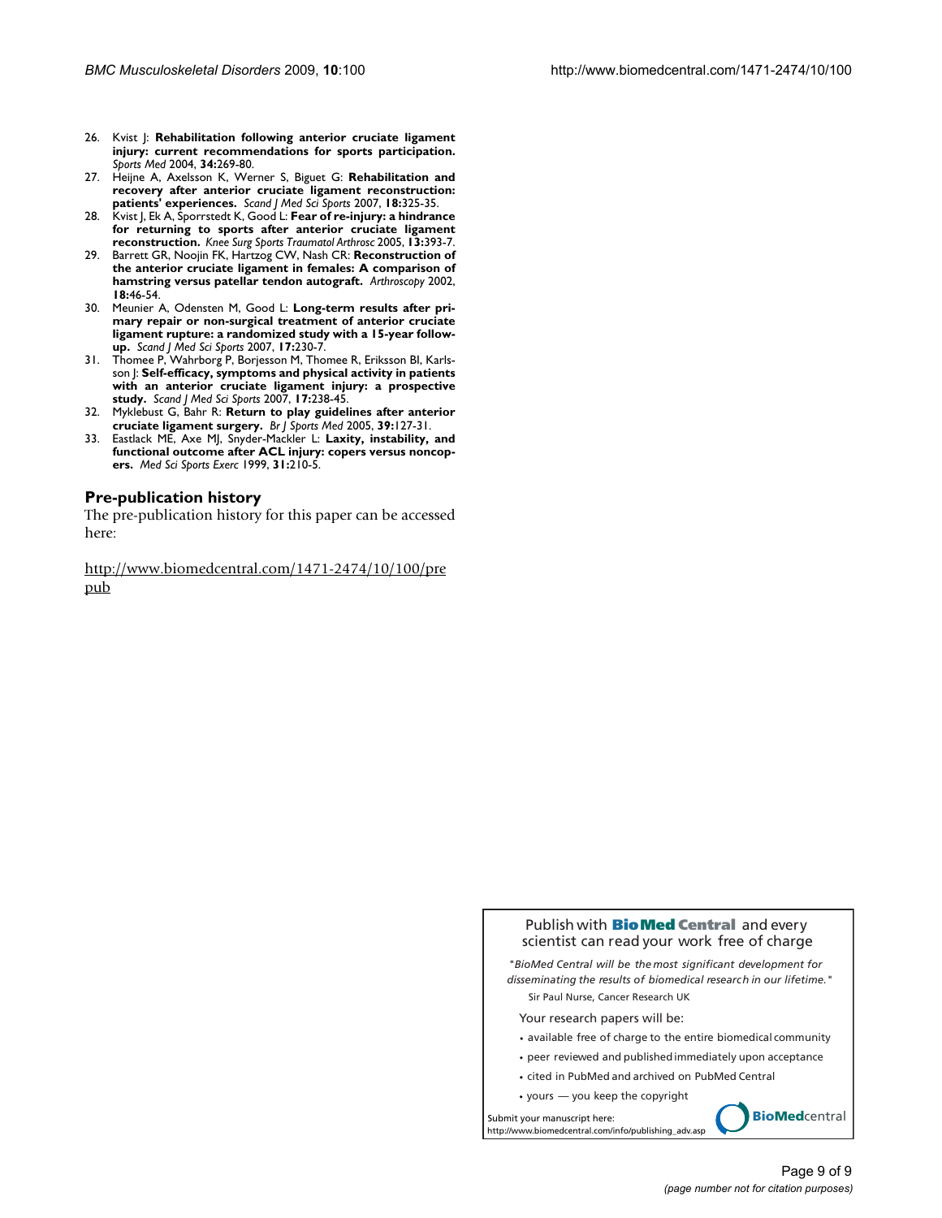26. Kvist J: **Rehabilitation following anterior cruciate ligament injury: current recommendations for sports participation.** *Sports Med* 2004, **34:**269-80.
27. Heijne A, Axelsson K, Werner S, Biguet G: **Rehabilitation and recovery after anterior cruciate ligament reconstruction: patients' experiences.** *Scand J Med Sci Sports* 2007, **18:**325-35.
28. Kvist J, Ek A, Sporrstedt K, Good L: **Fear of re-injury: a hindrance for returning to sports after anterior cruciate ligament reconstruction.** *Knee Surg Sports Traumatol Arthrosc* 2005, **13:**393-7.
29. Barrett GR, Noojin FK, Hartzog CW, Nash CR: **Reconstruction of the anterior cruciate ligament in females: A comparison of hamstring versus patellar tendon autograft.** *Arthroscopy* 2002, **18:**46-54.
30. Meunier A, Odensten M, Good L: **Long-term results after primary repair or non-surgical treatment of anterior cruciate ligament rupture: a randomized study with a 15-year follow-up.** *Scand J Med Sci Sports* 2007, **17:**230-7.
31. Thomee P, Wahrborg P, Borjesson M, Thomee R, Eriksson BI, Karlsson J: **Self-efficacy, symptoms and physical activity in patients with an anterior cruciate ligament injury: a prospective study.** *Scand J Med Sci Sports* 2007, **17:**238-45.
32. Myklebust G, Bahr R: **Return to play guidelines after anterior cruciate ligament surgery.** *Br J Sports Med* 2005, **39:**127-31.
33. Eastlack ME, Axe MJ, Snyder-Mackler L: **Laxity, instability, and functional outcome after ACL injury: copers versus noncopers.** *Med Sci Sports Exerc* 1999, **31:**210-5.

## Pre-publication history

The pre-publication history for this paper can be accessed here:

http://www.biomedcentral.com/1471-2474/10/100/prepub

Publish with **BioMed Central** and every scientist can read your work free of charge

*"BioMed Central will be the most significant development for disseminating the results of biomedical research in our lifetime."*

Sir Paul Nurse, Cancer Research UK

Your research papers will be:

- available free of charge to the entire biomedical community
- peer reviewed and published immediately upon acceptance
- cited in PubMed and archived on PubMed Central
- yours — you keep the copyright

Submit your manuscript here:
http://www.biomedcentral.com/info/publishing_adv.asp

**BioMed**central